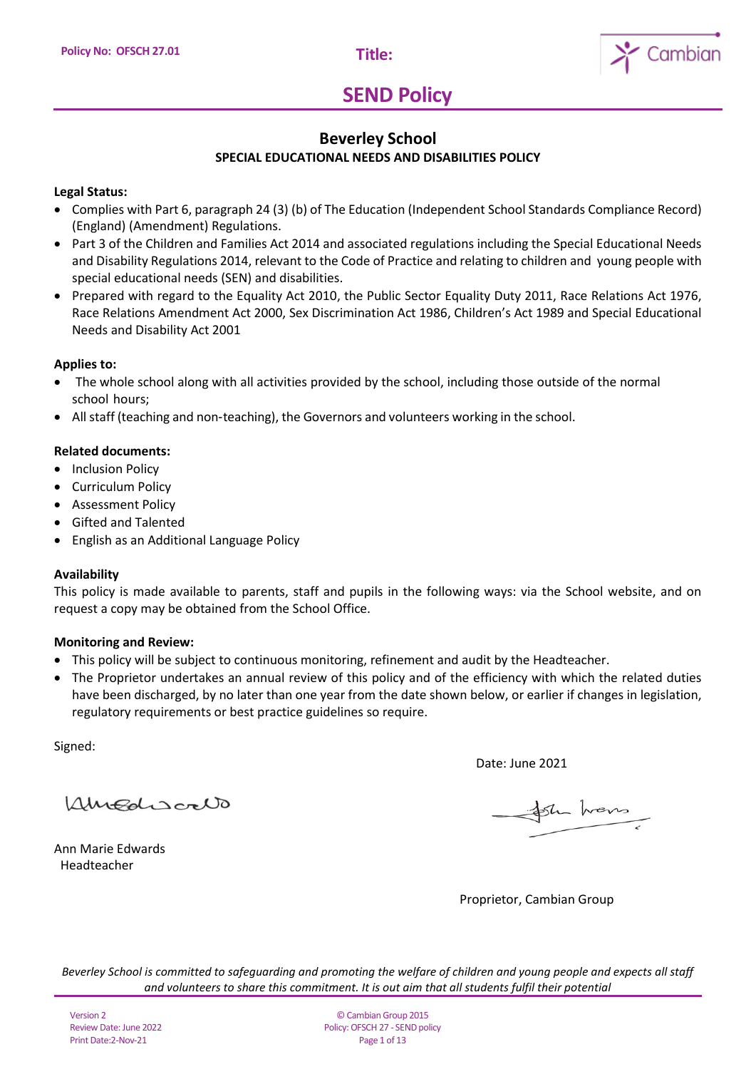Policy No: OFSCH 27.01

Title:

# SEND Policy

## Beverley School

### SPECIAL EDUCATIONAL NEEDS AND DISABILITIES POLICY

**Legal Status:**

- Complies with Part 6, paragraph 24 (3) (b) of The Education (Independent School Standards Compliance Record) (England) (Amendment) Regulations.
- Part 3 of the Children and Families Act 2014 and associated regulations including the Special Educational Needs and Disability Regulations 2014, relevant to the Code of Practice and relating to children and young people with special educational needs (SEN) and disabilities.
- Prepared with regard to the Equality Act 2010, the Public Sector Equality Duty 2011, Race Relations Act 1976, Race Relations Amendment Act 2000, Sex Discrimination Act 1986, Children's Act 1989 and Special Educational Needs and Disability Act 2001

**Applies to:**

- The whole school along with all activities provided by the school, including those outside of the normal school hours;
- All staff (teaching and non-teaching), the Governors and volunteers working in the school.

**Related documents:**

- Inclusion Policy
- Curriculum Policy
- Assessment Policy
- Gifted and Talented
- English as an Additional Language Policy

**Availability**

This policy is made available to parents, staff and pupils in the following ways: via the School website, and on request a copy may be obtained from the School Office.

**Monitoring and Review:**

- This policy will be subject to continuous monitoring, refinement and audit by the Headteacher.
- The Proprietor undertakes an annual review of this policy and of the efficiency with which the related duties have been discharged, by no later than one year from the date shown below, or earlier if changes in legislation, regulatory requirements or best practice guidelines so require.

Signed:

Date: June 2021

Ann Marie Edwards
Headteacher

Proprietor, Cambian Group

*Beverley School is committed to safeguarding and promoting the welfare of children and young people and expects all staff and volunteers to share this commitment. It is out aim that all students fulfil their potential*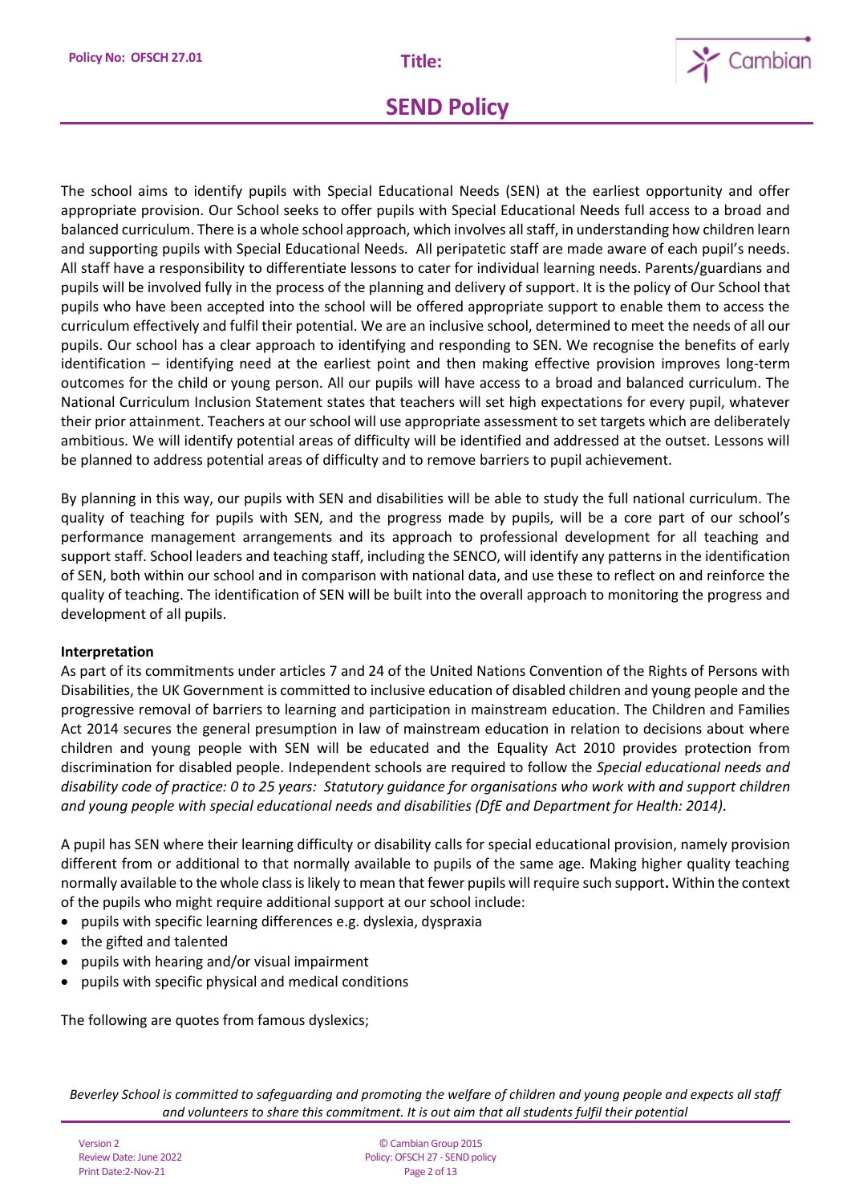The school aims to identify pupils with Special Educational Needs (SEN) at the earliest opportunity and offer appropriate provision. Our School seeks to offer pupils with Special Educational Needs full access to a broad and balanced curriculum. There is a whole school approach, which involves all staff, in understanding how children learn and supporting pupils with Special Educational Needs. All peripatetic staff are made aware of each pupil's needs. All staff have a responsibility to differentiate lessons to cater for individual learning needs. Parents/guardians and pupils will be involved fully in the process of the planning and delivery of support. It is the policy of Our School that pupils who have been accepted into the school will be offered appropriate support to enable them to access the curriculum effectively and fulfil their potential. We are an inclusive school, determined to meet the needs of all our pupils. Our school has a clear approach to identifying and responding to SEN. We recognise the benefits of early identification – identifying need at the earliest point and then making effective provision improves long-term outcomes for the child or young person. All our pupils will have access to a broad and balanced curriculum. The National Curriculum Inclusion Statement states that teachers will set high expectations for every pupil, whatever their prior attainment. Teachers at our school will use appropriate assessment to set targets which are deliberately ambitious. We will identify potential areas of difficulty will be identified and addressed at the outset. Lessons will be planned to address potential areas of difficulty and to remove barriers to pupil achievement.

By planning in this way, our pupils with SEN and disabilities will be able to study the full national curriculum. The quality of teaching for pupils with SEN, and the progress made by pupils, will be a core part of our school's performance management arrangements and its approach to professional development for all teaching and support staff. School leaders and teaching staff, including the SENCO, will identify any patterns in the identification of SEN, both within our school and in comparison with national data, and use these to reflect on and reinforce the quality of teaching. The identification of SEN will be built into the overall approach to monitoring the progress and development of all pupils.

**Interpretation**

As part of its commitments under articles 7 and 24 of the United Nations Convention of the Rights of Persons with Disabilities, the UK Government is committed to inclusive education of disabled children and young people and the progressive removal of barriers to learning and participation in mainstream education. The Children and Families Act 2014 secures the general presumption in law of mainstream education in relation to decisions about where children and young people with SEN will be educated and the Equality Act 2010 provides protection from discrimination for disabled people. Independent schools are required to follow the *Special educational needs and disability code of practice: 0 to 25 years: Statutory guidance for organisations who work with and support children and young people with special educational needs and disabilities (DfE and Department for Health: 2014)*.

A pupil has SEN where their learning difficulty or disability calls for special educational provision, namely provision different from or additional to that normally available to pupils of the same age. Making higher quality teaching normally available to the whole class is likely to mean that fewer pupils will require such support**.** Within the context of the pupils who might require additional support at our school include:

- pupils with specific learning differences e.g. dyslexia, dyspraxia
- the gifted and talented
- pupils with hearing and/or visual impairment
- pupils with specific physical and medical conditions

The following are quotes from famous dyslexics;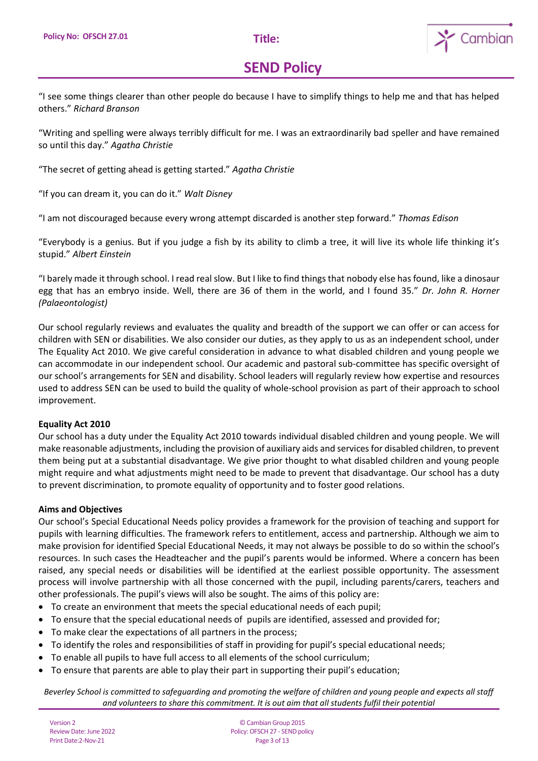"I see some things clearer than other people do because I have to simplify things to help me and that has helped others." *Richard Branson*

"Writing and spelling were always terribly difficult for me. I was an extraordinarily bad speller and have remained so until this day." *Agatha Christie*

"The secret of getting ahead is getting started." *Agatha Christie*

"If you can dream it, you can do it." *Walt Disney*

"I am not discouraged because every wrong attempt discarded is another step forward." *Thomas Edison*

"Everybody is a genius. But if you judge a fish by its ability to climb a tree, it will live its whole life thinking it's stupid." *Albert Einstein*

"I barely made it through school. I read real slow. But I like to find things that nobody else has found, like a dinosaur egg that has an embryo inside. Well, there are 36 of them in the world, and I found 35." *Dr. John R. Horner (Palaeontologist)*

Our school regularly reviews and evaluates the quality and breadth of the support we can offer or can access for children with SEN or disabilities. We also consider our duties, as they apply to us as an independent school, under The Equality Act 2010. We give careful consideration in advance to what disabled children and young people we can accommodate in our independent school. Our academic and pastoral sub-committee has specific oversight of our school's arrangements for SEN and disability. School leaders will regularly review how expertise and resources used to address SEN can be used to build the quality of whole-school provision as part of their approach to school improvement.

**Equality Act 2010**

Our school has a duty under the Equality Act 2010 towards individual disabled children and young people. We will make reasonable adjustments, including the provision of auxiliary aids and services for disabled children, to prevent them being put at a substantial disadvantage. We give prior thought to what disabled children and young people might require and what adjustments might need to be made to prevent that disadvantage. Our school has a duty to prevent discrimination, to promote equality of opportunity and to foster good relations.

**Aims and Objectives**

Our school's Special Educational Needs policy provides a framework for the provision of teaching and support for pupils with learning difficulties. The framework refers to entitlement, access and partnership. Although we aim to make provision for identified Special Educational Needs, it may not always be possible to do so within the school's resources. In such cases the Headteacher and the pupil's parents would be informed. Where a concern has been raised, any special needs or disabilities will be identified at the earliest possible opportunity. The assessment process will involve partnership with all those concerned with the pupil, including parents/carers, teachers and other professionals. The pupil's views will also be sought. The aims of this policy are:

- To create an environment that meets the special educational needs of each pupil;
- To ensure that the special educational needs of pupils are identified, assessed and provided for;
- To make clear the expectations of all partners in the process;
- To identify the roles and responsibilities of staff in providing for pupil's special educational needs;
- To enable all pupils to have full access to all elements of the school curriculum;
- To ensure that parents are able to play their part in supporting their pupil's education;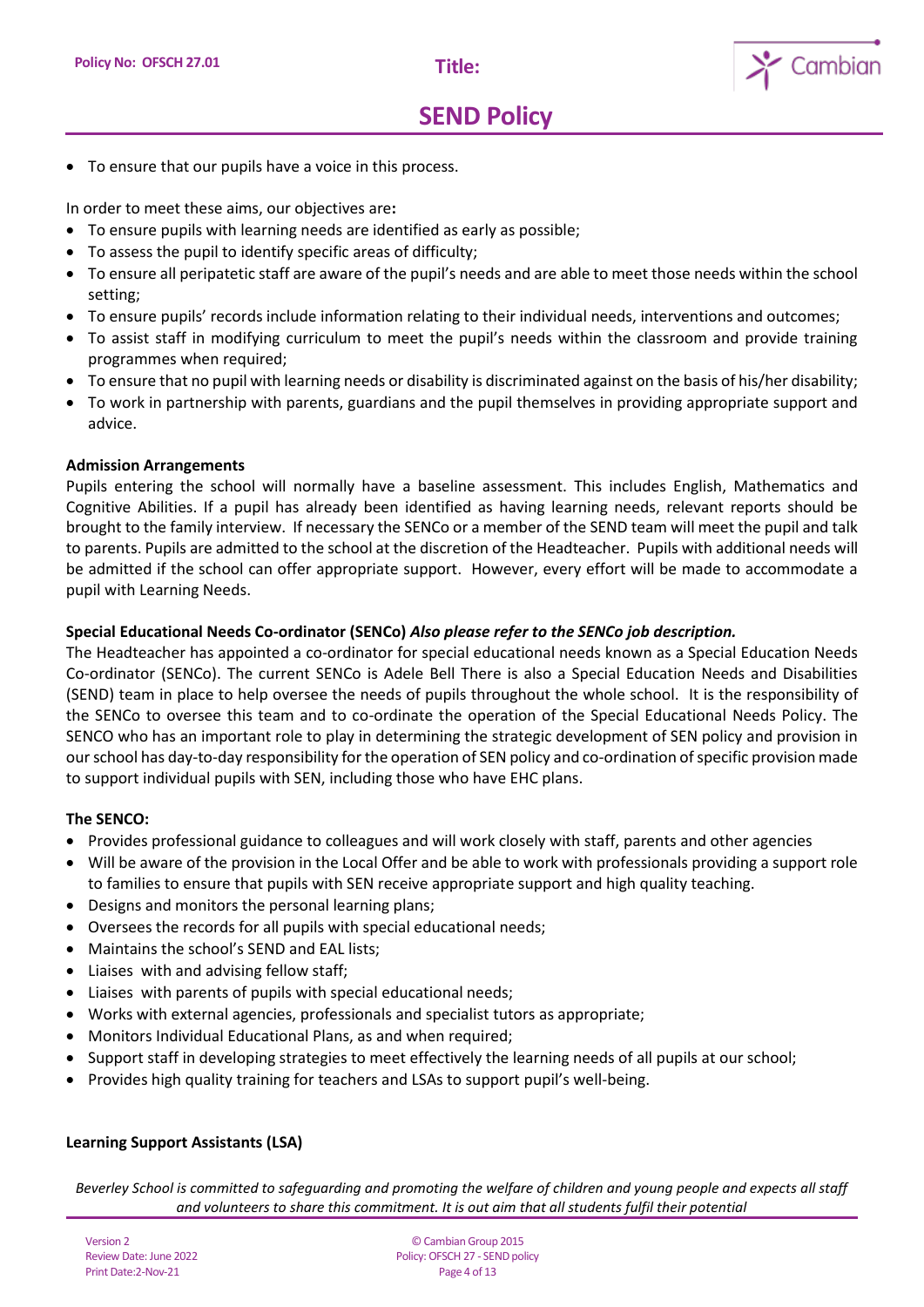- To ensure that our pupils have a voice in this process.

In order to meet these aims, our objectives are**:**

- To ensure pupils with learning needs are identified as early as possible;
- To assess the pupil to identify specific areas of difficulty;
- To ensure all peripatetic staff are aware of the pupil's needs and are able to meet those needs within the school setting;
- To ensure pupils' records include information relating to their individual needs, interventions and outcomes;
- To assist staff in modifying curriculum to meet the pupil's needs within the classroom and provide training programmes when required;
- To ensure that no pupil with learning needs or disability is discriminated against on the basis of his/her disability;
- To work in partnership with parents, guardians and the pupil themselves in providing appropriate support and advice.

**Admission Arrangements**

Pupils entering the school will normally have a baseline assessment. This includes English, Mathematics and Cognitive Abilities. If a pupil has already been identified as having learning needs, relevant reports should be brought to the family interview. If necessary the SENCo or a member of the SEND team will meet the pupil and talk to parents. Pupils are admitted to the school at the discretion of the Headteacher. Pupils with additional needs will be admitted if the school can offer appropriate support. However, every effort will be made to accommodate a pupil with Learning Needs.

**Special Educational Needs Co-ordinator (SENCo)** ***Also please refer to the SENCo job description.***

The Headteacher has appointed a co-ordinator for special educational needs known as a Special Education Needs Co-ordinator (SENCo). The current SENCo is Adele Bell There is also a Special Education Needs and Disabilities (SEND) team in place to help oversee the needs of pupils throughout the whole school. It is the responsibility of the SENCo to oversee this team and to co-ordinate the operation of the Special Educational Needs Policy. The SENCO who has an important role to play in determining the strategic development of SEN policy and provision in our school has day-to-day responsibility for the operation of SEN policy and co-ordination of specific provision made to support individual pupils with SEN, including those who have EHC plans.

**The SENCO:**

- Provides professional guidance to colleagues and will work closely with staff, parents and other agencies
- Will be aware of the provision in the Local Offer and be able to work with professionals providing a support role to families to ensure that pupils with SEN receive appropriate support and high quality teaching.
- Designs and monitors the personal learning plans;
- Oversees the records for all pupils with special educational needs;
- Maintains the school's SEND and EAL lists;
- Liaises with and advising fellow staff;
- Liaises with parents of pupils with special educational needs;
- Works with external agencies, professionals and specialist tutors as appropriate;
- Monitors Individual Educational Plans, as and when required;
- Support staff in developing strategies to meet effectively the learning needs of all pupils at our school;
- Provides high quality training for teachers and LSAs to support pupil's well-being.

**Learning Support Assistants (LSA)**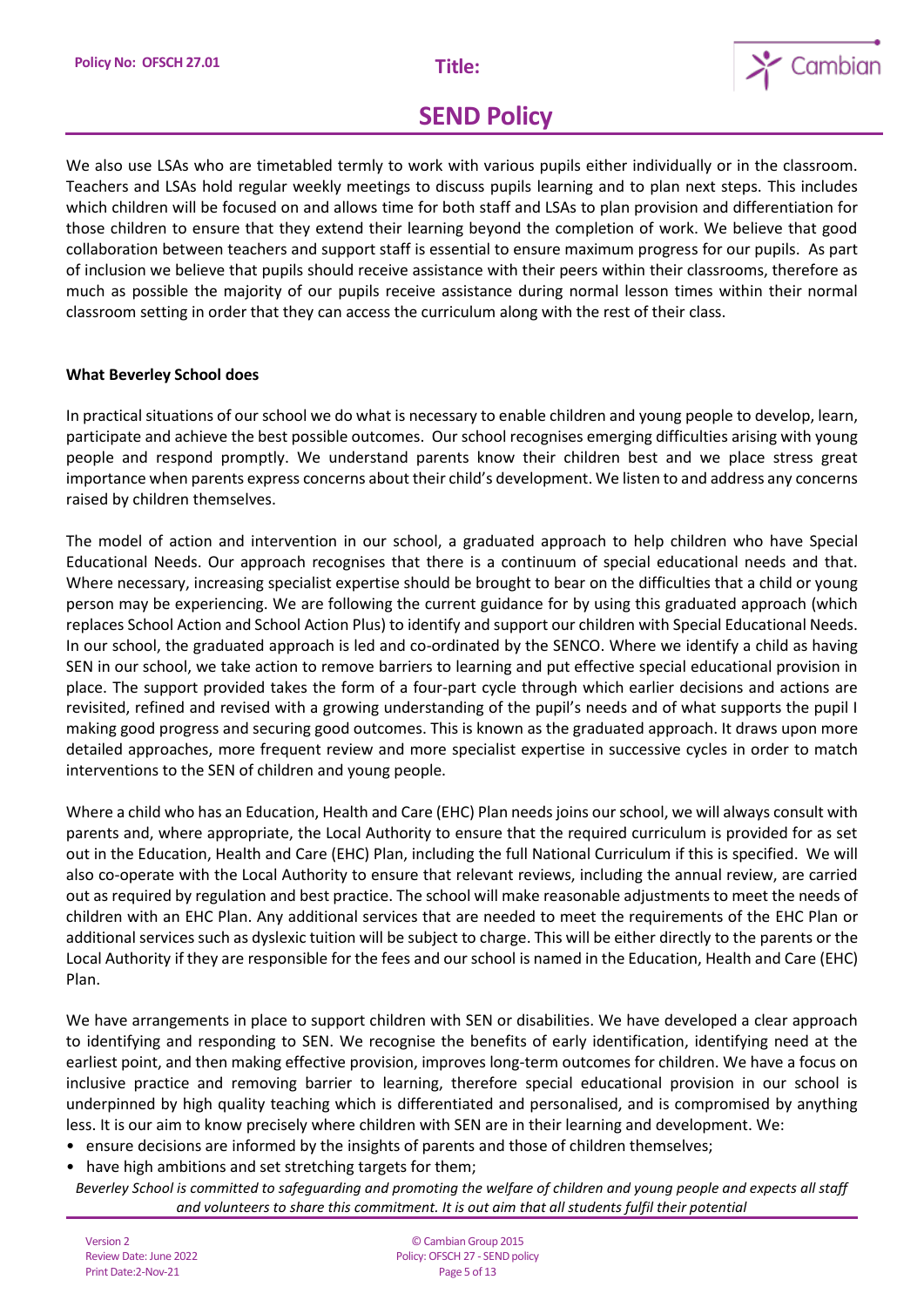We also use LSAs who are timetabled termly to work with various pupils either individually or in the classroom. Teachers and LSAs hold regular weekly meetings to discuss pupils learning and to plan next steps. This includes which children will be focused on and allows time for both staff and LSAs to plan provision and differentiation for those children to ensure that they extend their learning beyond the completion of work. We believe that good collaboration between teachers and support staff is essential to ensure maximum progress for our pupils. As part of inclusion we believe that pupils should receive assistance with their peers within their classrooms, therefore as much as possible the majority of our pupils receive assistance during normal lesson times within their normal classroom setting in order that they can access the curriculum along with the rest of their class.

**What Beverley School does**

In practical situations of our school we do what is necessary to enable children and young people to develop, learn, participate and achieve the best possible outcomes. Our school recognises emerging difficulties arising with young people and respond promptly. We understand parents know their children best and we place stress great importance when parents express concerns about their child's development. We listen to and address any concerns raised by children themselves.

The model of action and intervention in our school, a graduated approach to help children who have Special Educational Needs. Our approach recognises that there is a continuum of special educational needs and that. Where necessary, increasing specialist expertise should be brought to bear on the difficulties that a child or young person may be experiencing. We are following the current guidance for by using this graduated approach (which replaces School Action and School Action Plus) to identify and support our children with Special Educational Needs. In our school, the graduated approach is led and co-ordinated by the SENCO. Where we identify a child as having SEN in our school, we take action to remove barriers to learning and put effective special educational provision in place. The support provided takes the form of a four-part cycle through which earlier decisions and actions are revisited, refined and revised with a growing understanding of the pupil's needs and of what supports the pupil I making good progress and securing good outcomes. This is known as the graduated approach. It draws upon more detailed approaches, more frequent review and more specialist expertise in successive cycles in order to match interventions to the SEN of children and young people.

Where a child who has an Education, Health and Care (EHC) Plan needs joins our school, we will always consult with parents and, where appropriate, the Local Authority to ensure that the required curriculum is provided for as set out in the Education, Health and Care (EHC) Plan, including the full National Curriculum if this is specified. We will also co-operate with the Local Authority to ensure that relevant reviews, including the annual review, are carried out as required by regulation and best practice. The school will make reasonable adjustments to meet the needs of children with an EHC Plan. Any additional services that are needed to meet the requirements of the EHC Plan or additional services such as dyslexic tuition will be subject to charge. This will be either directly to the parents or the Local Authority if they are responsible for the fees and our school is named in the Education, Health and Care (EHC) Plan.

We have arrangements in place to support children with SEN or disabilities. We have developed a clear approach to identifying and responding to SEN. We recognise the benefits of early identification, identifying need at the earliest point, and then making effective provision, improves long-term outcomes for children. We have a focus on inclusive practice and removing barrier to learning, therefore special educational provision in our school is underpinned by high quality teaching which is differentiated and personalised, and is compromised by anything less. It is our aim to know precisely where children with SEN are in their learning and development. We:

- ensure decisions are informed by the insights of parents and those of children themselves;
- have high ambitions and set stretching targets for them;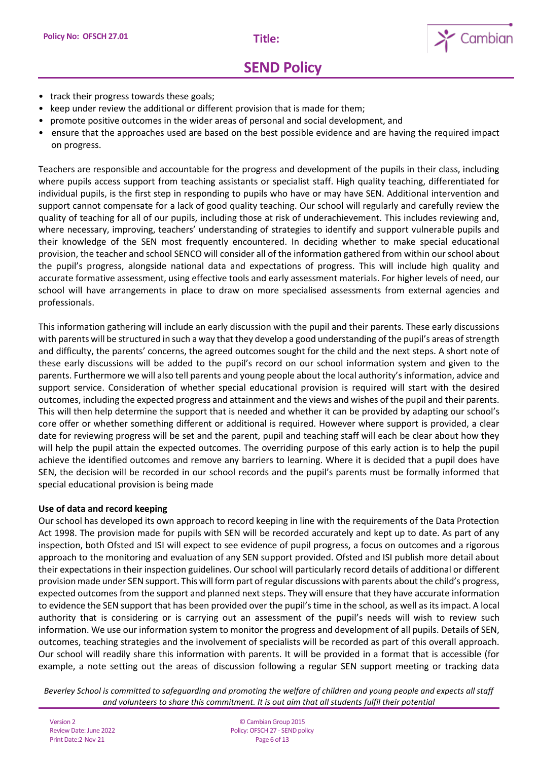- track their progress towards these goals;
- keep under review the additional or different provision that is made for them;
- promote positive outcomes in the wider areas of personal and social development, and
- ensure that the approaches used are based on the best possible evidence and are having the required impact on progress.

Teachers are responsible and accountable for the progress and development of the pupils in their class, including where pupils access support from teaching assistants or specialist staff. High quality teaching, differentiated for individual pupils, is the first step in responding to pupils who have or may have SEN. Additional intervention and support cannot compensate for a lack of good quality teaching. Our school will regularly and carefully review the quality of teaching for all of our pupils, including those at risk of underachievement. This includes reviewing and, where necessary, improving, teachers' understanding of strategies to identify and support vulnerable pupils and their knowledge of the SEN most frequently encountered. In deciding whether to make special educational provision, the teacher and school SENCO will consider all of the information gathered from within our school about the pupil's progress, alongside national data and expectations of progress. This will include high quality and accurate formative assessment, using effective tools and early assessment materials. For higher levels of need, our school will have arrangements in place to draw on more specialised assessments from external agencies and professionals.

This information gathering will include an early discussion with the pupil and their parents. These early discussions with parents will be structured in such a way that they develop a good understanding of the pupil's areas of strength and difficulty, the parents' concerns, the agreed outcomes sought for the child and the next steps. A short note of these early discussions will be added to the pupil's record on our school information system and given to the parents. Furthermore we will also tell parents and young people about the local authority's information, advice and support service. Consideration of whether special educational provision is required will start with the desired outcomes, including the expected progress and attainment and the views and wishes of the pupil and their parents. This will then help determine the support that is needed and whether it can be provided by adapting our school's core offer or whether something different or additional is required. However where support is provided, a clear date for reviewing progress will be set and the parent, pupil and teaching staff will each be clear about how they will help the pupil attain the expected outcomes. The overriding purpose of this early action is to help the pupil achieve the identified outcomes and remove any barriers to learning. Where it is decided that a pupil does have SEN, the decision will be recorded in our school records and the pupil's parents must be formally informed that special educational provision is being made

**Use of data and record keeping**

Our school has developed its own approach to record keeping in line with the requirements of the Data Protection Act 1998. The provision made for pupils with SEN will be recorded accurately and kept up to date. As part of any inspection, both Ofsted and ISI will expect to see evidence of pupil progress, a focus on outcomes and a rigorous approach to the monitoring and evaluation of any SEN support provided. Ofsted and ISI publish more detail about their expectations in their inspection guidelines. Our school will particularly record details of additional or different provision made under SEN support. This will form part of regular discussions with parents about the child's progress, expected outcomes from the support and planned next steps. They will ensure that they have accurate information to evidence the SEN support that has been provided over the pupil's time in the school, as well as its impact. A local authority that is considering or is carrying out an assessment of the pupil's needs will wish to review such information. We use our information system to monitor the progress and development of all pupils. Details of SEN, outcomes, teaching strategies and the involvement of specialists will be recorded as part of this overall approach. Our school will readily share this information with parents. It will be provided in a format that is accessible (for example, a note setting out the areas of discussion following a regular SEN support meeting or tracking data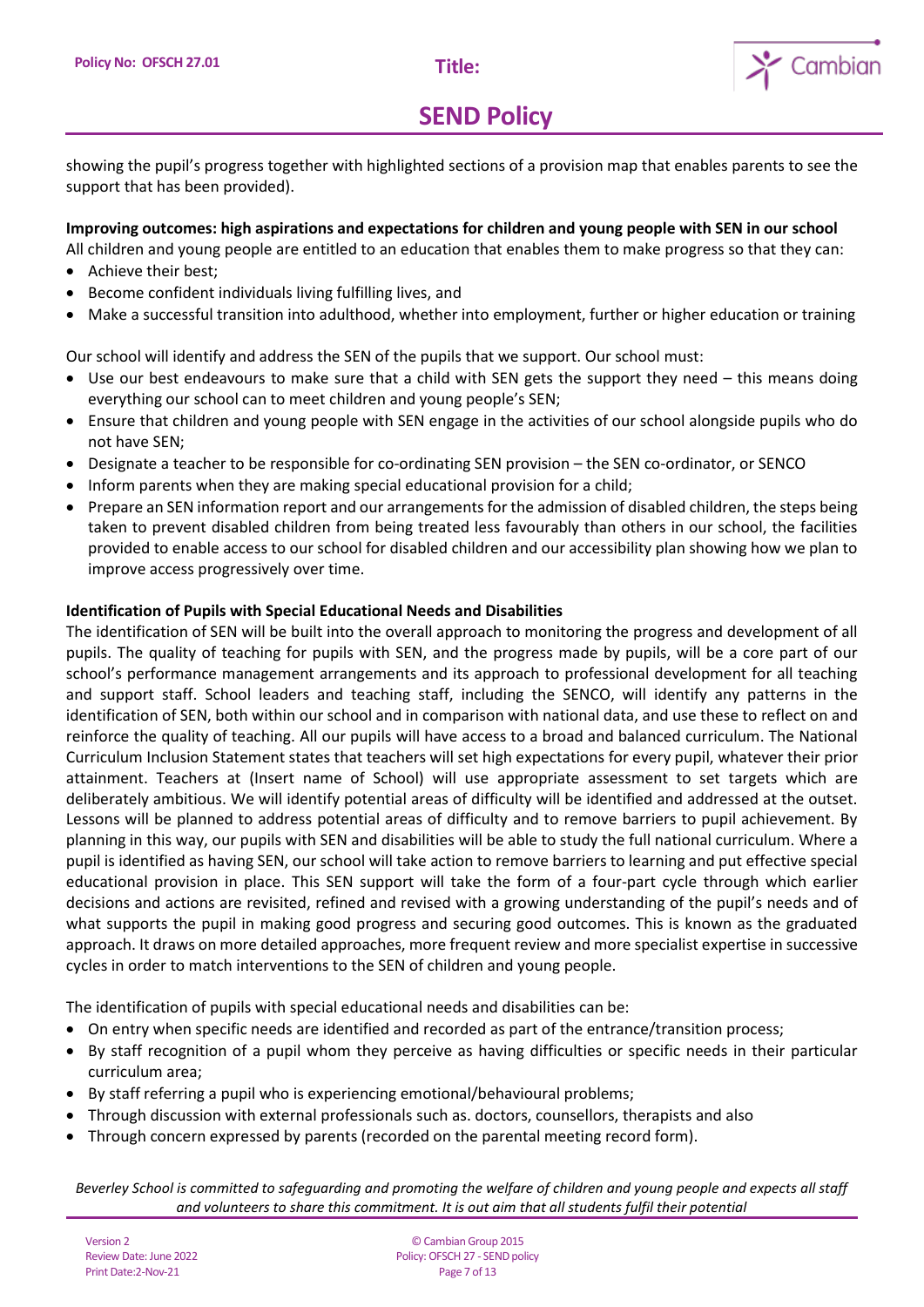showing the pupil's progress together with highlighted sections of a provision map that enables parents to see the support that has been provided).

**Improving outcomes: high aspirations and expectations for children and young people with SEN in our school**

All children and young people are entitled to an education that enables them to make progress so that they can:

- Achieve their best;
- Become confident individuals living fulfilling lives, and
- Make a successful transition into adulthood, whether into employment, further or higher education or training

Our school will identify and address the SEN of the pupils that we support. Our school must:

- Use our best endeavours to make sure that a child with SEN gets the support they need – this means doing everything our school can to meet children and young people's SEN;
- Ensure that children and young people with SEN engage in the activities of our school alongside pupils who do not have SEN;
- Designate a teacher to be responsible for co-ordinating SEN provision – the SEN co-ordinator, or SENCO
- Inform parents when they are making special educational provision for a child;
- Prepare an SEN information report and our arrangements for the admission of disabled children, the steps being taken to prevent disabled children from being treated less favourably than others in our school, the facilities provided to enable access to our school for disabled children and our accessibility plan showing how we plan to improve access progressively over time.

**Identification of Pupils with Special Educational Needs and Disabilities**

The identification of SEN will be built into the overall approach to monitoring the progress and development of all pupils. The quality of teaching for pupils with SEN, and the progress made by pupils, will be a core part of our school's performance management arrangements and its approach to professional development for all teaching and support staff. School leaders and teaching staff, including the SENCO, will identify any patterns in the identification of SEN, both within our school and in comparison with national data, and use these to reflect on and reinforce the quality of teaching. All our pupils will have access to a broad and balanced curriculum. The National Curriculum Inclusion Statement states that teachers will set high expectations for every pupil, whatever their prior attainment. Teachers at (Insert name of School) will use appropriate assessment to set targets which are deliberately ambitious. We will identify potential areas of difficulty will be identified and addressed at the outset. Lessons will be planned to address potential areas of difficulty and to remove barriers to pupil achievement. By planning in this way, our pupils with SEN and disabilities will be able to study the full national curriculum. Where a pupil is identified as having SEN, our school will take action to remove barriers to learning and put effective special educational provision in place. This SEN support will take the form of a four-part cycle through which earlier decisions and actions are revisited, refined and revised with a growing understanding of the pupil's needs and of what supports the pupil in making good progress and securing good outcomes. This is known as the graduated approach. It draws on more detailed approaches, more frequent review and more specialist expertise in successive cycles in order to match interventions to the SEN of children and young people.

The identification of pupils with special educational needs and disabilities can be:

- On entry when specific needs are identified and recorded as part of the entrance/transition process;
- By staff recognition of a pupil whom they perceive as having difficulties or specific needs in their particular curriculum area;
- By staff referring a pupil who is experiencing emotional/behavioural problems;
- Through discussion with external professionals such as. doctors, counsellors, therapists and also
- Through concern expressed by parents (recorded on the parental meeting record form).

*Beverley School is committed to safeguarding and promoting the welfare of children and young people and expects all staff and volunteers to share this commitment. It is out aim that all students fulfil their potential*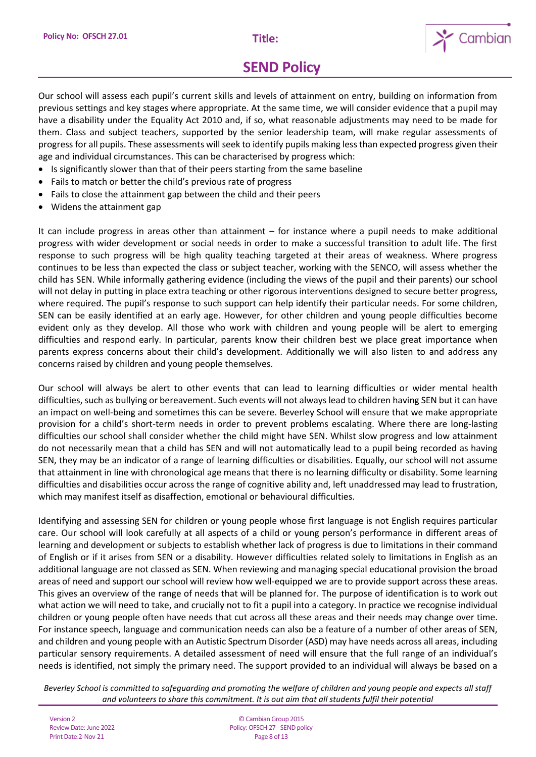Our school will assess each pupil's current skills and levels of attainment on entry, building on information from previous settings and key stages where appropriate. At the same time, we will consider evidence that a pupil may have a disability under the Equality Act 2010 and, if so, what reasonable adjustments may need to be made for them. Class and subject teachers, supported by the senior leadership team, will make regular assessments of progress for all pupils. These assessments will seek to identify pupils making less than expected progress given their age and individual circumstances. This can be characterised by progress which:

- Is significantly slower than that of their peers starting from the same baseline
- Fails to match or better the child's previous rate of progress
- Fails to close the attainment gap between the child and their peers
- Widens the attainment gap

It can include progress in areas other than attainment – for instance where a pupil needs to make additional progress with wider development or social needs in order to make a successful transition to adult life. The first response to such progress will be high quality teaching targeted at their areas of weakness. Where progress continues to be less than expected the class or subject teacher, working with the SENCO, will assess whether the child has SEN. While informally gathering evidence (including the views of the pupil and their parents) our school will not delay in putting in place extra teaching or other rigorous interventions designed to secure better progress, where required. The pupil's response to such support can help identify their particular needs. For some children, SEN can be easily identified at an early age. However, for other children and young people difficulties become evident only as they develop. All those who work with children and young people will be alert to emerging difficulties and respond early. In particular, parents know their children best we place great importance when parents express concerns about their child's development. Additionally we will also listen to and address any concerns raised by children and young people themselves.

Our school will always be alert to other events that can lead to learning difficulties or wider mental health difficulties, such as bullying or bereavement. Such events will not always lead to children having SEN but it can have an impact on well-being and sometimes this can be severe. Beverley School will ensure that we make appropriate provision for a child's short-term needs in order to prevent problems escalating. Where there are long-lasting difficulties our school shall consider whether the child might have SEN. Whilst slow progress and low attainment do not necessarily mean that a child has SEN and will not automatically lead to a pupil being recorded as having SEN, they may be an indicator of a range of learning difficulties or disabilities. Equally, our school will not assume that attainment in line with chronological age means that there is no learning difficulty or disability. Some learning difficulties and disabilities occur across the range of cognitive ability and, left unaddressed may lead to frustration, which may manifest itself as disaffection, emotional or behavioural difficulties.

Identifying and assessing SEN for children or young people whose first language is not English requires particular care. Our school will look carefully at all aspects of a child or young person's performance in different areas of learning and development or subjects to establish whether lack of progress is due to limitations in their command of English or if it arises from SEN or a disability. However difficulties related solely to limitations in English as an additional language are not classed as SEN. When reviewing and managing special educational provision the broad areas of need and support our school will review how well-equipped we are to provide support across these areas. This gives an overview of the range of needs that will be planned for. The purpose of identification is to work out what action we will need to take, and crucially not to fit a pupil into a category. In practice we recognise individual children or young people often have needs that cut across all these areas and their needs may change over time. For instance speech, language and communication needs can also be a feature of a number of other areas of SEN, and children and young people with an Autistic Spectrum Disorder (ASD) may have needs across all areas, including particular sensory requirements. A detailed assessment of need will ensure that the full range of an individual's needs is identified, not simply the primary need. The support provided to an individual will always be based on a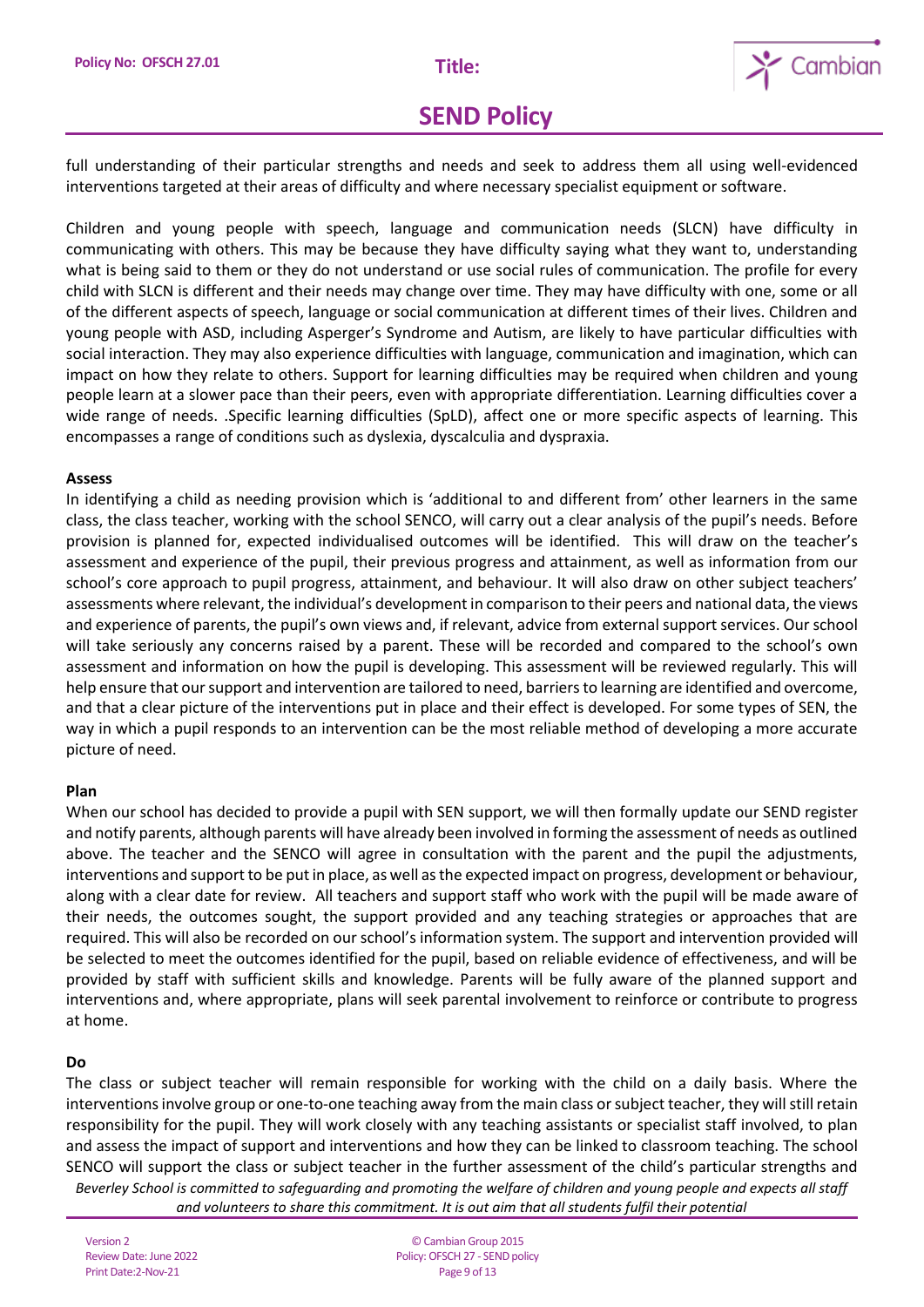full understanding of their particular strengths and needs and seek to address them all using well-evidenced interventions targeted at their areas of difficulty and where necessary specialist equipment or software.

Children and young people with speech, language and communication needs (SLCN) have difficulty in communicating with others. This may be because they have difficulty saying what they want to, understanding what is being said to them or they do not understand or use social rules of communication. The profile for every child with SLCN is different and their needs may change over time. They may have difficulty with one, some or all of the different aspects of speech, language or social communication at different times of their lives. Children and young people with ASD, including Asperger's Syndrome and Autism, are likely to have particular difficulties with social interaction. They may also experience difficulties with language, communication and imagination, which can impact on how they relate to others. Support for learning difficulties may be required when children and young people learn at a slower pace than their peers, even with appropriate differentiation. Learning difficulties cover a wide range of needs. .Specific learning difficulties (SpLD), affect one or more specific aspects of learning. This encompasses a range of conditions such as dyslexia, dyscalculia and dyspraxia.

**Assess**

In identifying a child as needing provision which is 'additional to and different from' other learners in the same class, the class teacher, working with the school SENCO, will carry out a clear analysis of the pupil's needs. Before provision is planned for, expected individualised outcomes will be identified. This will draw on the teacher's assessment and experience of the pupil, their previous progress and attainment, as well as information from our school's core approach to pupil progress, attainment, and behaviour. It will also draw on other subject teachers' assessments where relevant, the individual's development in comparison to their peers and national data, the views and experience of parents, the pupil's own views and, if relevant, advice from external support services. Our school will take seriously any concerns raised by a parent. These will be recorded and compared to the school's own assessment and information on how the pupil is developing. This assessment will be reviewed regularly. This will help ensure that our support and intervention are tailored to need, barriers to learning are identified and overcome, and that a clear picture of the interventions put in place and their effect is developed. For some types of SEN, the way in which a pupil responds to an intervention can be the most reliable method of developing a more accurate picture of need.

**Plan**

When our school has decided to provide a pupil with SEN support, we will then formally update our SEND register and notify parents, although parents will have already been involved in forming the assessment of needs as outlined above. The teacher and the SENCO will agree in consultation with the parent and the pupil the adjustments, interventions and support to be put in place, as well as the expected impact on progress, development or behaviour, along with a clear date for review. All teachers and support staff who work with the pupil will be made aware of their needs, the outcomes sought, the support provided and any teaching strategies or approaches that are required. This will also be recorded on our school's information system. The support and intervention provided will be selected to meet the outcomes identified for the pupil, based on reliable evidence of effectiveness, and will be provided by staff with sufficient skills and knowledge. Parents will be fully aware of the planned support and interventions and, where appropriate, plans will seek parental involvement to reinforce or contribute to progress at home.

**Do**

The class or subject teacher will remain responsible for working with the child on a daily basis. Where the interventions involve group or one-to-one teaching away from the main class or subject teacher, they will still retain responsibility for the pupil. They will work closely with any teaching assistants or specialist staff involved, to plan and assess the impact of support and interventions and how they can be linked to classroom teaching. The school SENCO will support the class or subject teacher in the further assessment of the child's particular strengths and

*Beverley School is committed to safeguarding and promoting the welfare of children and young people and expects all staff and volunteers to share this commitment. It is out aim that all students fulfil their potential*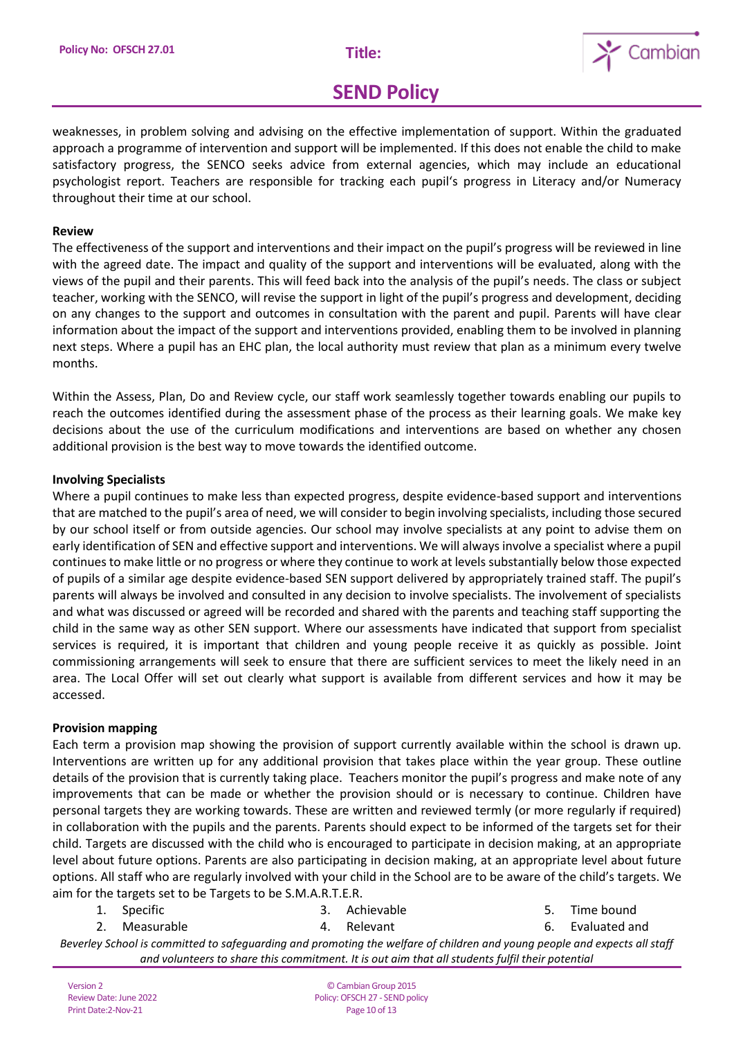weaknesses, in problem solving and advising on the effective implementation of support. Within the graduated approach a programme of intervention and support will be implemented. If this does not enable the child to make satisfactory progress, the SENCO seeks advice from external agencies, which may include an educational psychologist report. Teachers are responsible for tracking each pupil's progress in Literacy and/or Numeracy throughout their time at our school.

**Review**

The effectiveness of the support and interventions and their impact on the pupil's progress will be reviewed in line with the agreed date. The impact and quality of the support and interventions will be evaluated, along with the views of the pupil and their parents. This will feed back into the analysis of the pupil's needs. The class or subject teacher, working with the SENCO, will revise the support in light of the pupil's progress and development, deciding on any changes to the support and outcomes in consultation with the parent and pupil. Parents will have clear information about the impact of the support and interventions provided, enabling them to be involved in planning next steps. Where a pupil has an EHC plan, the local authority must review that plan as a minimum every twelve months.

Within the Assess, Plan, Do and Review cycle, our staff work seamlessly together towards enabling our pupils to reach the outcomes identified during the assessment phase of the process as their learning goals. We make key decisions about the use of the curriculum modifications and interventions are based on whether any chosen additional provision is the best way to move towards the identified outcome.

**Involving Specialists**

Where a pupil continues to make less than expected progress, despite evidence-based support and interventions that are matched to the pupil's area of need, we will consider to begin involving specialists, including those secured by our school itself or from outside agencies. Our school may involve specialists at any point to advise them on early identification of SEN and effective support and interventions. We will always involve a specialist where a pupil continues to make little or no progress or where they continue to work at levels substantially below those expected of pupils of a similar age despite evidence-based SEN support delivered by appropriately trained staff. The pupil's parents will always be involved and consulted in any decision to involve specialists. The involvement of specialists and what was discussed or agreed will be recorded and shared with the parents and teaching staff supporting the child in the same way as other SEN support. Where our assessments have indicated that support from specialist services is required, it is important that children and young people receive it as quickly as possible. Joint commissioning arrangements will seek to ensure that there are sufficient services to meet the likely need in an area. The Local Offer will set out clearly what support is available from different services and how it may be accessed.

**Provision mapping**

Each term a provision map showing the provision of support currently available within the school is drawn up. Interventions are written up for any additional provision that takes place within the year group. These outline details of the provision that is currently taking place. Teachers monitor the pupil's progress and make note of any improvements that can be made or whether the provision should or is necessary to continue. Children have personal targets they are working towards. These are written and reviewed termly (or more regularly if required) in collaboration with the pupils and the parents. Parents should expect to be informed of the targets set for their child. Targets are discussed with the child who is encouraged to participate in decision making, at an appropriate level about future options. Parents are also participating in decision making, at an appropriate level about future options. All staff who are regularly involved with your child in the School are to be aware of the child's targets. We aim for the targets set to be Targets to be S.M.A.R.T.E.R.

1. Specific
2. Measurable
3. Achievable
4. Relevant
5. Time bound
6. Evaluated and

*Beverley School is committed to safeguarding and promoting the welfare of children and young people and expects all staff and volunteers to share this commitment. It is out aim that all students fulfil their potential*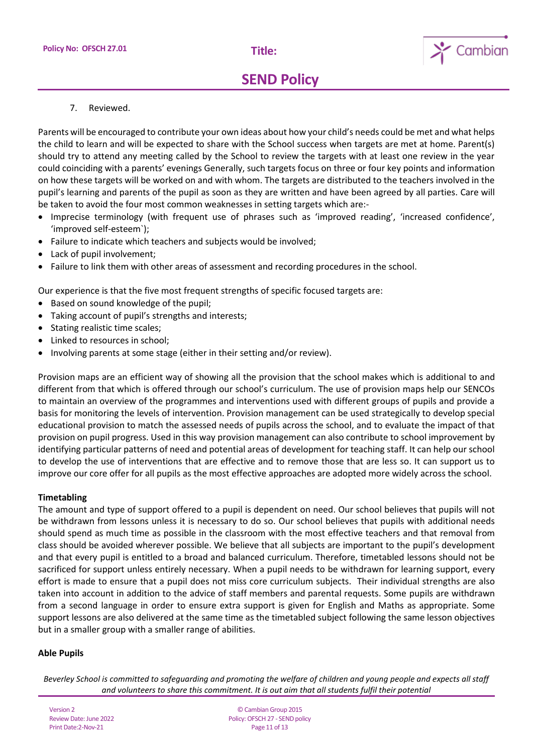7. Reviewed.

Parents will be encouraged to contribute your own ideas about how your child's needs could be met and what helps the child to learn and will be expected to share with the School success when targets are met at home. Parent(s) should try to attend any meeting called by the School to review the targets with at least one review in the year could coinciding with a parents' evenings Generally, such targets focus on three or four key points and information on how these targets will be worked on and with whom. The targets are distributed to the teachers involved in the pupil's learning and parents of the pupil as soon as they are written and have been agreed by all parties. Care will be taken to avoid the four most common weaknesses in setting targets which are:-

- Imprecise terminology (with frequent use of phrases such as 'improved reading', 'increased confidence', 'improved self-esteem`);
- Failure to indicate which teachers and subjects would be involved;
- Lack of pupil involvement;
- Failure to link them with other areas of assessment and recording procedures in the school.

Our experience is that the five most frequent strengths of specific focused targets are:

- Based on sound knowledge of the pupil;
- Taking account of pupil's strengths and interests;
- Stating realistic time scales;
- Linked to resources in school;
- Involving parents at some stage (either in their setting and/or review).

Provision maps are an efficient way of showing all the provision that the school makes which is additional to and different from that which is offered through our school's curriculum. The use of provision maps help our SENCOs to maintain an overview of the programmes and interventions used with different groups of pupils and provide a basis for monitoring the levels of intervention. Provision management can be used strategically to develop special educational provision to match the assessed needs of pupils across the school, and to evaluate the impact of that provision on pupil progress. Used in this way provision management can also contribute to school improvement by identifying particular patterns of need and potential areas of development for teaching staff. It can help our school to develop the use of interventions that are effective and to remove those that are less so. It can support us to improve our core offer for all pupils as the most effective approaches are adopted more widely across the school.

**Timetabling**

The amount and type of support offered to a pupil is dependent on need. Our school believes that pupils will not be withdrawn from lessons unless it is necessary to do so. Our school believes that pupils with additional needs should spend as much time as possible in the classroom with the most effective teachers and that removal from class should be avoided wherever possible. We believe that all subjects are important to the pupil's development and that every pupil is entitled to a broad and balanced curriculum. Therefore, timetabled lessons should not be sacrificed for support unless entirely necessary. When a pupil needs to be withdrawn for learning support, every effort is made to ensure that a pupil does not miss core curriculum subjects. Their individual strengths are also taken into account in addition to the advice of staff members and parental requests. Some pupils are withdrawn from a second language in order to ensure extra support is given for English and Maths as appropriate. Some support lessons are also delivered at the same time as the timetabled subject following the same lesson objectives but in a smaller group with a smaller range of abilities.

**Able Pupils**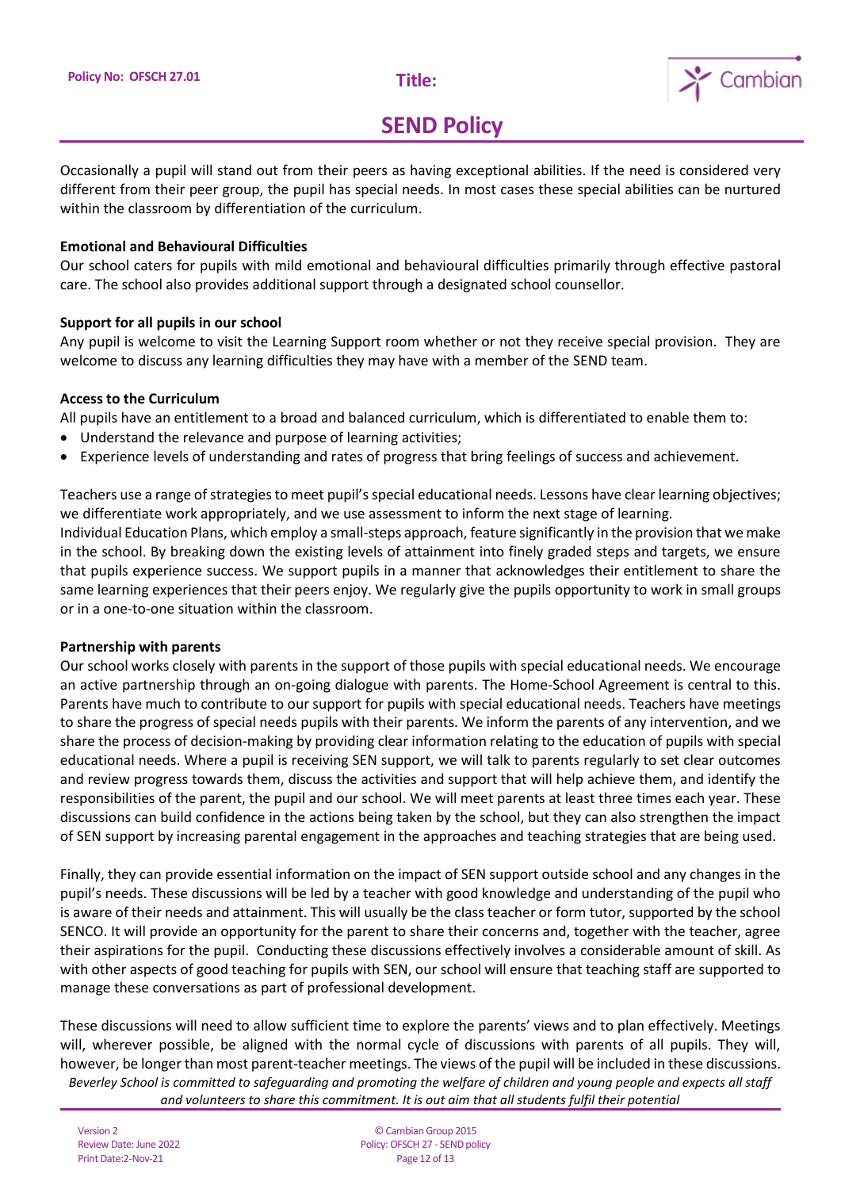Occasionally a pupil will stand out from their peers as having exceptional abilities. If the need is considered very different from their peer group, the pupil has special needs. In most cases these special abilities can be nurtured within the classroom by differentiation of the curriculum.

**Emotional and Behavioural Difficulties**

Our school caters for pupils with mild emotional and behavioural difficulties primarily through effective pastoral care. The school also provides additional support through a designated school counsellor.

**Support for all pupils in our school**

Any pupil is welcome to visit the Learning Support room whether or not they receive special provision. They are welcome to discuss any learning difficulties they may have with a member of the SEND team.

**Access to the Curriculum**

All pupils have an entitlement to a broad and balanced curriculum, which is differentiated to enable them to:

- Understand the relevance and purpose of learning activities;
- Experience levels of understanding and rates of progress that bring feelings of success and achievement.

Teachers use a range of strategies to meet pupil's special educational needs. Lessons have clear learning objectives; we differentiate work appropriately, and we use assessment to inform the next stage of learning.
Individual Education Plans, which employ a small-steps approach, feature significantly in the provision that we make in the school. By breaking down the existing levels of attainment into finely graded steps and targets, we ensure that pupils experience success. We support pupils in a manner that acknowledges their entitlement to share the same learning experiences that their peers enjoy. We regularly give the pupils opportunity to work in small groups or in a one-to-one situation within the classroom.

**Partnership with parents**

Our school works closely with parents in the support of those pupils with special educational needs. We encourage an active partnership through an on-going dialogue with parents. The Home-School Agreement is central to this. Parents have much to contribute to our support for pupils with special educational needs. Teachers have meetings to share the progress of special needs pupils with their parents. We inform the parents of any intervention, and we share the process of decision-making by providing clear information relating to the education of pupils with special educational needs. Where a pupil is receiving SEN support, we will talk to parents regularly to set clear outcomes and review progress towards them, discuss the activities and support that will help achieve them, and identify the responsibilities of the parent, the pupil and our school. We will meet parents at least three times each year. These discussions can build confidence in the actions being taken by the school, but they can also strengthen the impact of SEN support by increasing parental engagement in the approaches and teaching strategies that are being used.

Finally, they can provide essential information on the impact of SEN support outside school and any changes in the pupil's needs. These discussions will be led by a teacher with good knowledge and understanding of the pupil who is aware of their needs and attainment. This will usually be the class teacher or form tutor, supported by the school SENCO. It will provide an opportunity for the parent to share their concerns and, together with the teacher, agree their aspirations for the pupil. Conducting these discussions effectively involves a considerable amount of skill. As with other aspects of good teaching for pupils with SEN, our school will ensure that teaching staff are supported to manage these conversations as part of professional development.

These discussions will need to allow sufficient time to explore the parents' views and to plan effectively. Meetings will, wherever possible, be aligned with the normal cycle of discussions with parents of all pupils. They will, however, be longer than most parent-teacher meetings. The views of the pupil will be included in these discussions.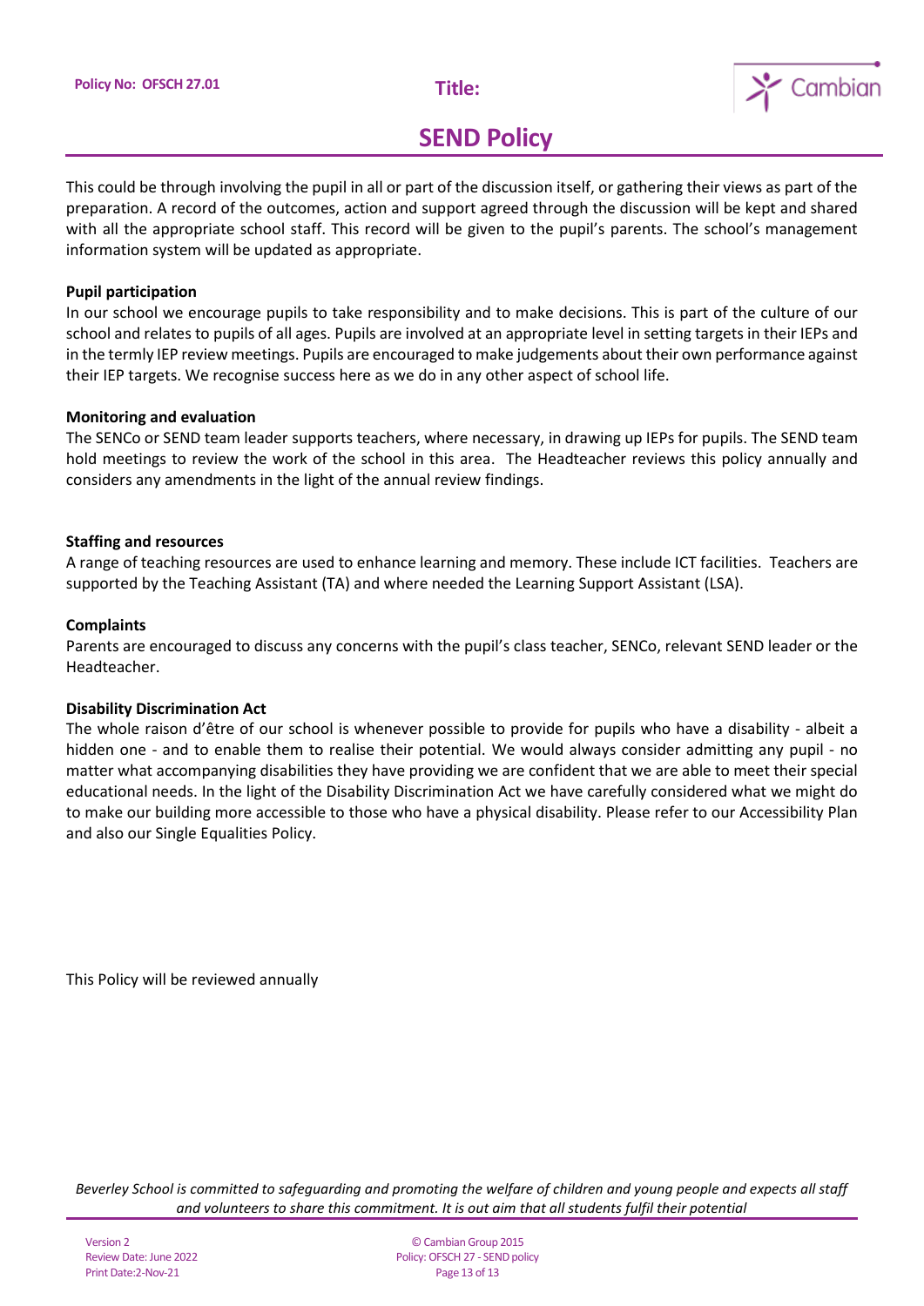This could be through involving the pupil in all or part of the discussion itself, or gathering their views as part of the preparation. A record of the outcomes, action and support agreed through the discussion will be kept and shared with all the appropriate school staff. This record will be given to the pupil's parents. The school's management information system will be updated as appropriate.

**Pupil participation**

In our school we encourage pupils to take responsibility and to make decisions. This is part of the culture of our school and relates to pupils of all ages. Pupils are involved at an appropriate level in setting targets in their IEPs and in the termly IEP review meetings. Pupils are encouraged to make judgements about their own performance against their IEP targets. We recognise success here as we do in any other aspect of school life.

**Monitoring and evaluation**

The SENCo or SEND team leader supports teachers, where necessary, in drawing up IEPs for pupils. The SEND team hold meetings to review the work of the school in this area. The Headteacher reviews this policy annually and considers any amendments in the light of the annual review findings.

**Staffing and resources**

A range of teaching resources are used to enhance learning and memory. These include ICT facilities. Teachers are supported by the Teaching Assistant (TA) and where needed the Learning Support Assistant (LSA).

**Complaints**

Parents are encouraged to discuss any concerns with the pupil's class teacher, SENCo, relevant SEND leader or the Headteacher.

**Disability Discrimination Act**

The whole raison d'être of our school is whenever possible to provide for pupils who have a disability - albeit a hidden one - and to enable them to realise their potential. We would always consider admitting any pupil - no matter what accompanying disabilities they have providing we are confident that we are able to meet their special educational needs. In the light of the Disability Discrimination Act we have carefully considered what we might do to make our building more accessible to those who have a physical disability. Please refer to our Accessibility Plan and also our Single Equalities Policy.

This Policy will be reviewed annually